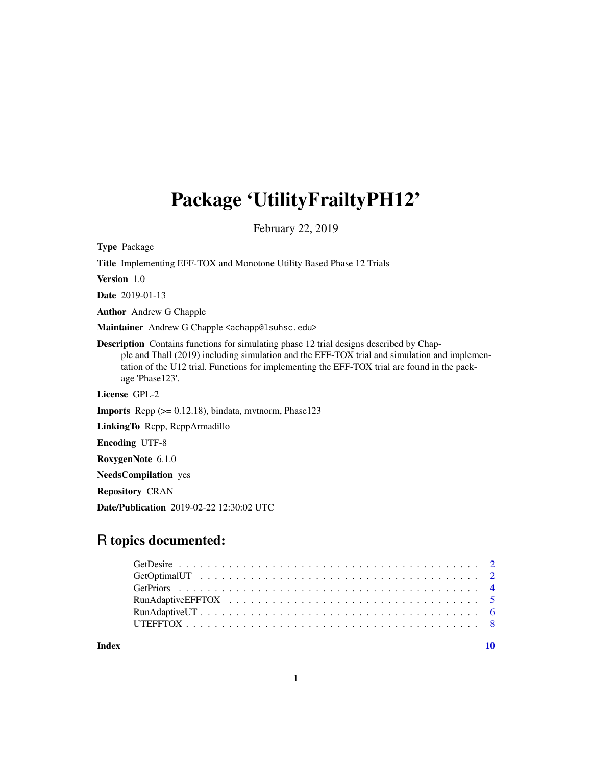# Package 'UtilityFrailtyPH12'

February 22, 2019

**Type** Package

**Title** Implementing EFF-TOX and Monotone Utility Based Phase 12 Trials

**Version** 1.0

**Date** 2019-01-13

**Author** Andrew G Chapple

**Maintainer** Andrew G Chapple <achapp@lsuhsc.edu>

**Description** Contains functions for simulating phase 12 trial designs described by Chapple and Thall (2019) including simulation and the EFF-TOX trial and simulation and implementation of the U12 trial. Functions for implementing the EFF-TOX trial are found in the package 'Phase123'.

**License** GPL-2

**Imports** Rcpp (>= 0.12.18), bindata, mvtnorm, Phase123

**LinkingTo** Rcpp, RcppArmadillo

**Encoding** UTF-8

**RoxygenNote** 6.1.0

**NeedsCompilation** yes

**Repository** CRAN

**Date/Publication** 2019-02-22 12:30:02 UTC

## R topics documented:

- GetDesire . . . . . . . . . . . . . . . . . . . . . . . . . . . . . . . . . . . . . . . . 2
- GetOptimalUT . . . . . . . . . . . . . . . . . . . . . . . . . . . . . . . . . . . . . . 2
- GetPriors . . . . . . . . . . . . . . . . . . . . . . . . . . . . . . . . . . . . . . . . 4
- RunAdaptiveEFFTOX . . . . . . . . . . . . . . . . . . . . . . . . . . . . . . . . . . . 5
- RunAdaptiveUT . . . . . . . . . . . . . . . . . . . . . . . . . . . . . . . . . . . . . 6
- UTEFFTOX . . . . . . . . . . . . . . . . . . . . . . . . . . . . . . . . . . . . . . . 8

**Index** 10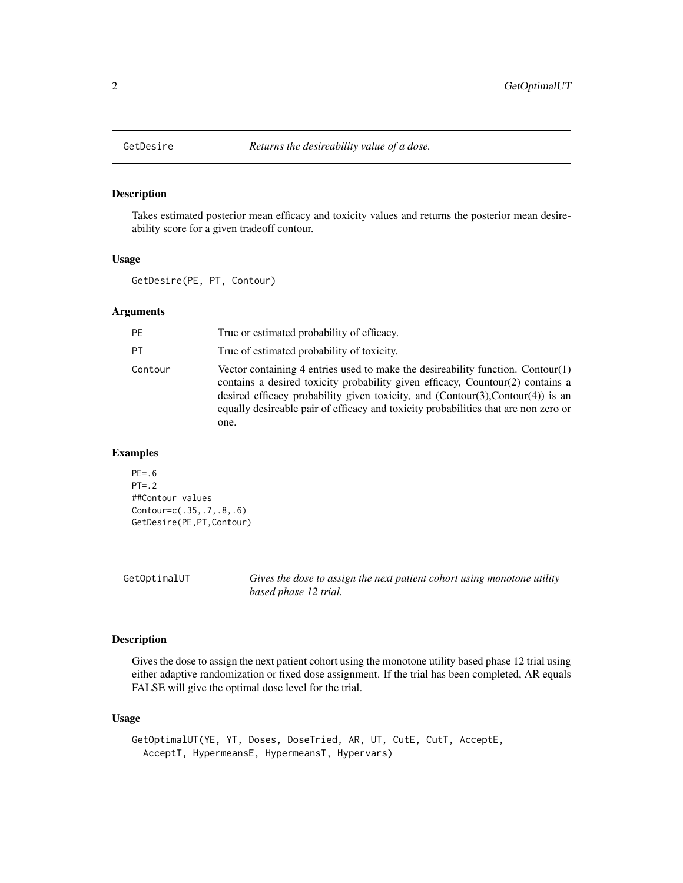## GetDesire — *Returns the desireability value of a dose.*

### Description

Takes estimated posterior mean efficacy and toxicity values and returns the posterior mean desireability score for a given tradeoff contour.

### Usage

```
GetDesire(PE, PT, Contour)
```

### Arguments

| | |
|---|---|
| PE | True or estimated probability of efficacy. |
| PT | True of estimated probability of toxicity. |
| Contour | Vector containing 4 entries used to make the desireability function. Contour(1) contains a desired toxicity probability given efficacy, Countour(2) contains a desired efficacy probability given toxicity, and (Contour(3),Contour(4)) is an equally desireable pair of efficacy and toxicity probabilities that are non zero or one. |

### Examples

```
PE=.6
PT=.2
##Contour values
Contour=c(.35,.7,.8,.6)
GetDesire(PE,PT,Contour)
```

## GetOptimalUT — *Gives the dose to assign the next patient cohort using monotone utility based phase 12 trial.*

### Description

Gives the dose to assign the next patient cohort using the monotone utility based phase 12 trial using either adaptive randomization or fixed dose assignment. If the trial has been completed, AR equals FALSE will give the optimal dose level for the trial.

### Usage

```
GetOptimalUT(YE, YT, Doses, DoseTried, AR, UT, CutE, CutT, AcceptE,
  AcceptT, HypermeansE, HypermeansT, Hypervars)
```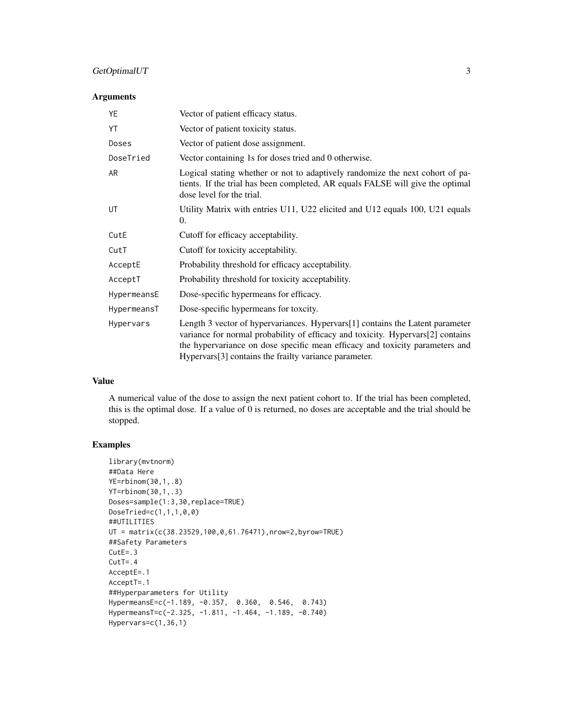## Arguments

| | |
|---|---|
| YE | Vector of patient efficacy status. |
| YT | Vector of patient toxicity status. |
| Doses | Vector of patient dose assignment. |
| DoseTried | Vector containing 1s for doses tried and 0 otherwise. |
| AR | Logical stating whether or not to adaptively randomize the next cohort of patients. If the trial has been completed, AR equals FALSE will give the optimal dose level for the trial. |
| UT | Utility Matrix with entries U11, U22 elicited and U12 equals 100, U21 equals 0. |
| CutE | Cutoff for efficacy acceptability. |
| CutT | Cutoff for toxicity acceptability. |
| AcceptE | Probability threshold for efficacy acceptability. |
| AcceptT | Probability threshold for toxicity acceptability. |
| HypermeansE | Dose-specific hypermeans for efficacy. |
| HypermeansT | Dose-specific hypermeans for toxcity. |
| Hypervars | Length 3 vector of hypervariances. Hypervars[1] contains the Latent parameter variance for normal probability of efficacy and toxicity. Hypervars[2] contains the hypervariance on dose specific mean efficacy and toxicity parameters and Hypervars[3] contains the frailty variance parameter. |

## Value

A numerical value of the dose to assign the next patient cohort to. If the trial has been completed, this is the optimal dose. If a value of 0 is returned, no doses are acceptable and the trial should be stopped.

## Examples

```
library(mvtnorm)
##Data Here
YE=rbinom(30,1,.8)
YT=rbinom(30,1,.3)
Doses=sample(1:3,30,replace=TRUE)
DoseTried=c(1,1,1,0,0)
##UTILITIES
UT = matrix(c(38.23529,100,0,61.76471),nrow=2,byrow=TRUE)
##Safety Parameters
CutE=.3
CutT=.4
AcceptE=.1
AcceptT=.1
##Hyperparameters for Utility
HypermeansE=c(-1.189, -0.357,  0.360,  0.546,  0.743)
HypermeansT=c(-2.325, -1.811, -1.464, -1.189, -0.740)
Hypervars=c(1,36,1)
```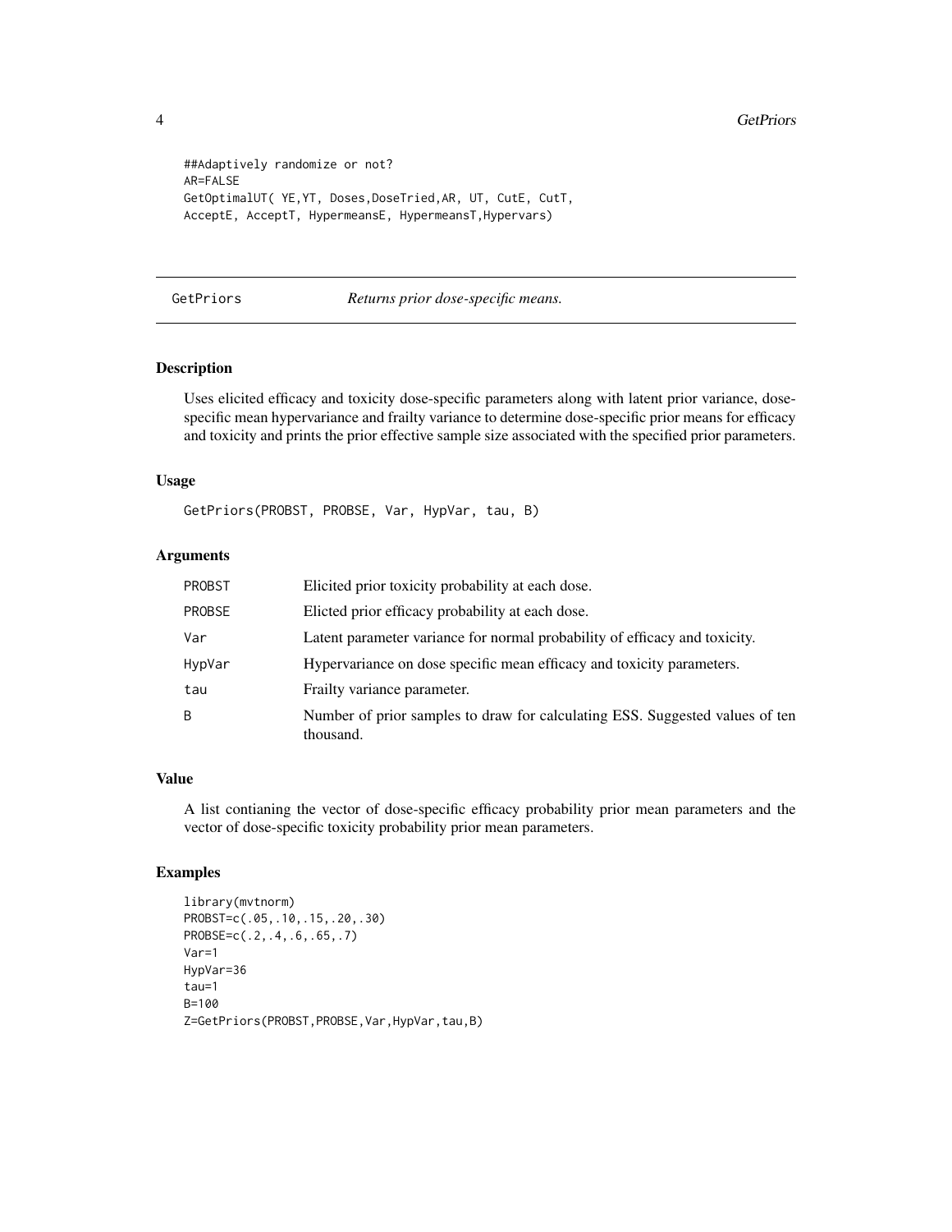```
##Adaptively randomize or not?
AR=FALSE
GetOptimalUT( YE,YT, Doses,DoseTried,AR, UT, CutE, CutT,
AcceptE, AcceptT, HypermeansE, HypermeansT,Hypervars)
```

---

## GetPriors *Returns prior dose-specific means.*

---

### Description

Uses elicited efficacy and toxicity dose-specific parameters along with latent prior variance, dose-specific mean hypervariance and frailty variance to determine dose-specific prior means for efficacy and toxicity and prints the prior effective sample size associated with the specified prior parameters.

### Usage

```
GetPriors(PROBST, PROBSE, Var, HypVar, tau, B)
```

### Arguments

| | |
|---|---|
| PROBST | Elicited prior toxicity probability at each dose. |
| PROBSE | Elicted prior efficacy probability at each dose. |
| Var | Latent parameter variance for normal probability of efficacy and toxicity. |
| HypVar | Hypervariance on dose specific mean efficacy and toxicity parameters. |
| tau | Frailty variance parameter. |
| B | Number of prior samples to draw for calculating ESS. Suggested values of ten thousand. |

### Value

A list contianing the vector of dose-specific efficacy probability prior mean parameters and the vector of dose-specific toxicity probability prior mean parameters.

### Examples

```
library(mvtnorm)
PROBST=c(.05,.10,.15,.20,.30)
PROBSE=c(.2,.4,.6,.65,.7)
Var=1
HypVar=36
tau=1
B=100
Z=GetPriors(PROBST,PROBSE,Var,HypVar,tau,B)
```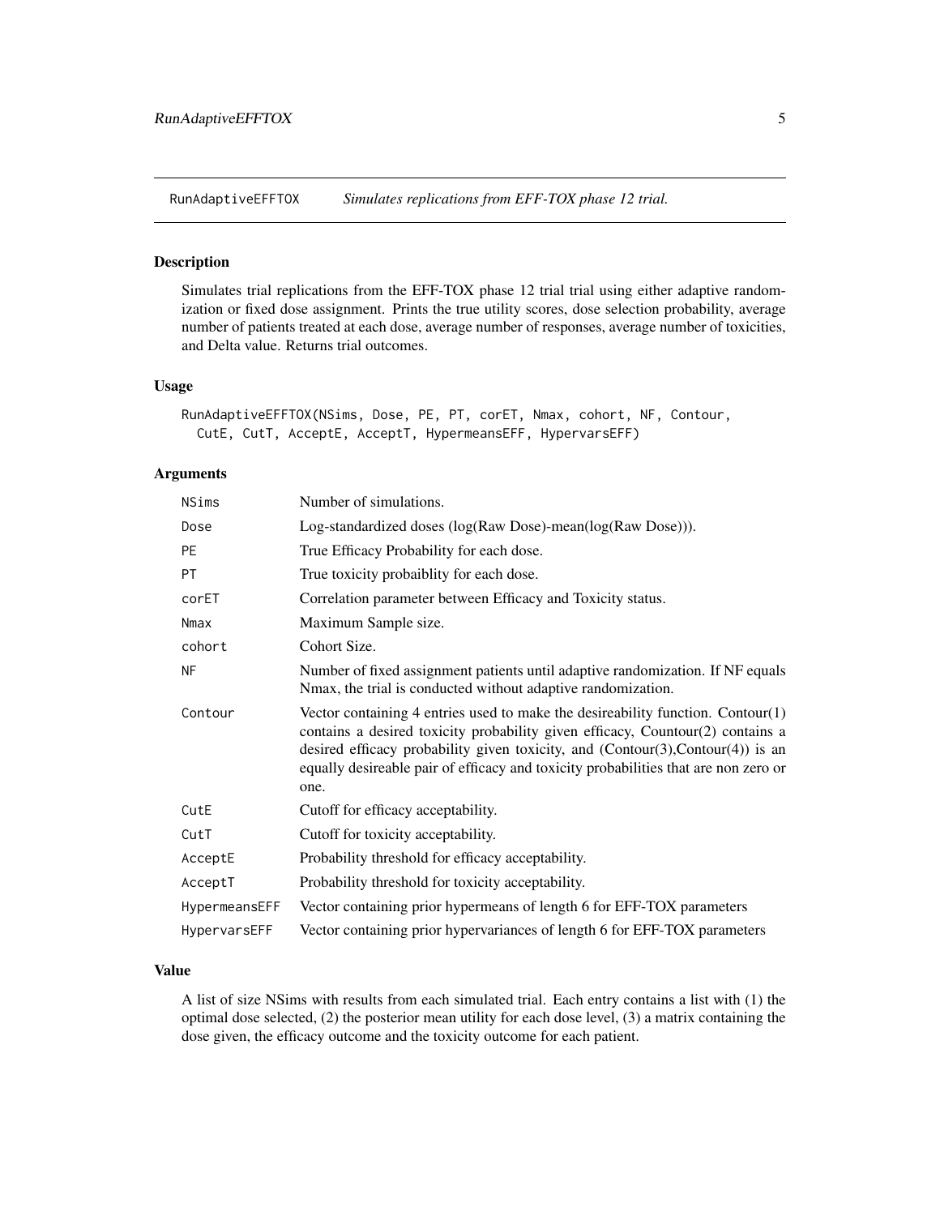RunAdaptiveEFFTOX *Simulates replications from EFF-TOX phase 12 trial.*

## Description

Simulates trial replications from the EFF-TOX phase 12 trial trial using either adaptive randomization or fixed dose assignment. Prints the true utility scores, dose selection probability, average number of patients treated at each dose, average number of responses, average number of toxicities, and Delta value. Returns trial outcomes.

## Usage

```
RunAdaptiveEFFTOX(NSims, Dose, PE, PT, corET, Nmax, cohort, NF, Contour,
  CutE, CutT, AcceptE, AcceptT, HypermeansEFF, HypervarsEFF)
```

## Arguments

| | |
|---|---|
| NSims | Number of simulations. |
| Dose | Log-standardized doses (log(Raw Dose)-mean(log(Raw Dose))). |
| PE | True Efficacy Probability for each dose. |
| PT | True toxicity probaiblity for each dose. |
| corET | Correlation parameter between Efficacy and Toxicity status. |
| Nmax | Maximum Sample size. |
| cohort | Cohort Size. |
| NF | Number of fixed assignment patients until adaptive randomization. If NF equals Nmax, the trial is conducted without adaptive randomization. |
| Contour | Vector containing 4 entries used to make the desireability function. Contour(1) contains a desired toxicity probability given efficacy, Countour(2) contains a desired efficacy probability given toxicity, and (Contour(3),Contour(4)) is an equally desireable pair of efficacy and toxicity probabilities that are non zero or one. |
| CutE | Cutoff for efficacy acceptability. |
| CutT | Cutoff for toxicity acceptability. |
| AcceptE | Probability threshold for efficacy acceptability. |
| AcceptT | Probability threshold for toxicity acceptability. |
| HypermeansEFF | Vector containing prior hypermeans of length 6 for EFF-TOX parameters |
| HypervarsEFF | Vector containing prior hypervariances of length 6 for EFF-TOX parameters |

## Value

A list of size NSims with results from each simulated trial. Each entry contains a list with (1) the optimal dose selected, (2) the posterior mean utility for each dose level, (3) a matrix containing the dose given, the efficacy outcome and the toxicity outcome for each patient.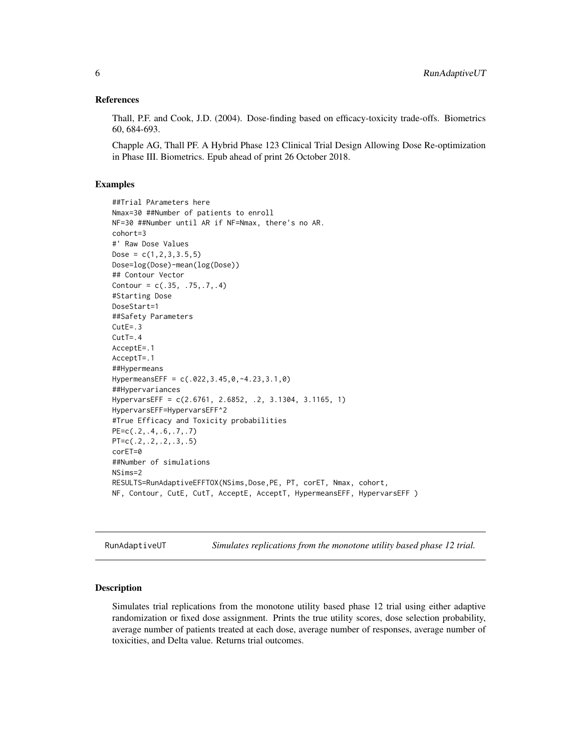### References

Thall, P.F. and Cook, J.D. (2004). Dose-finding based on efficacy-toxicity trade-offs. Biometrics 60, 684-693.

Chapple AG, Thall PF. A Hybrid Phase 123 Clinical Trial Design Allowing Dose Re-optimization in Phase III. Biometrics. Epub ahead of print 26 October 2018.

### Examples

```
##Trial PArameters here
Nmax=30 ##Number of patients to enroll
NF=30 ##Number until AR if NF=Nmax, there's no AR.
cohort=3
#' Raw Dose Values
Dose = c(1,2,3,3.5,5)
Dose=log(Dose)-mean(log(Dose))
## Contour Vector
Contour = c(.35, .75,.7,.4)
#Starting Dose
DoseStart=1
##Safety Parameters
CutE=.3
CutT=.4
AcceptE=.1
AcceptT=.1
##Hypermeans
HypermeansEFF = c(.022,3.45,0,-4.23,3.1,0)
##Hypervariances
HypervarsEFF = c(2.6761, 2.6852, .2, 3.1304, 3.1165, 1)
HypervarsEFF=HypervarsEFF^2
#True Efficacy and Toxicity probabilities
PE=c(.2,.4,.6,.7,.7)
PT=c(.2,.2,.2,.3,.5)
corET=0
##Number of simulations
NSims=2
RESULTS=RunAdaptiveEFFTOX(NSims,Dose,PE, PT, corET, Nmax, cohort,
NF, Contour, CutE, CutT, AcceptE, AcceptT, HypermeansEFF, HypervarsEFF )
```

---

## RunAdaptiveUT &emsp; *Simulates replications from the monotone utility based phase 12 trial.*

---

### Description

Simulates trial replications from the monotone utility based phase 12 trial using either adaptive randomization or fixed dose assignment. Prints the true utility scores, dose selection probability, average number of patients treated at each dose, average number of responses, average number of toxicities, and Delta value. Returns trial outcomes.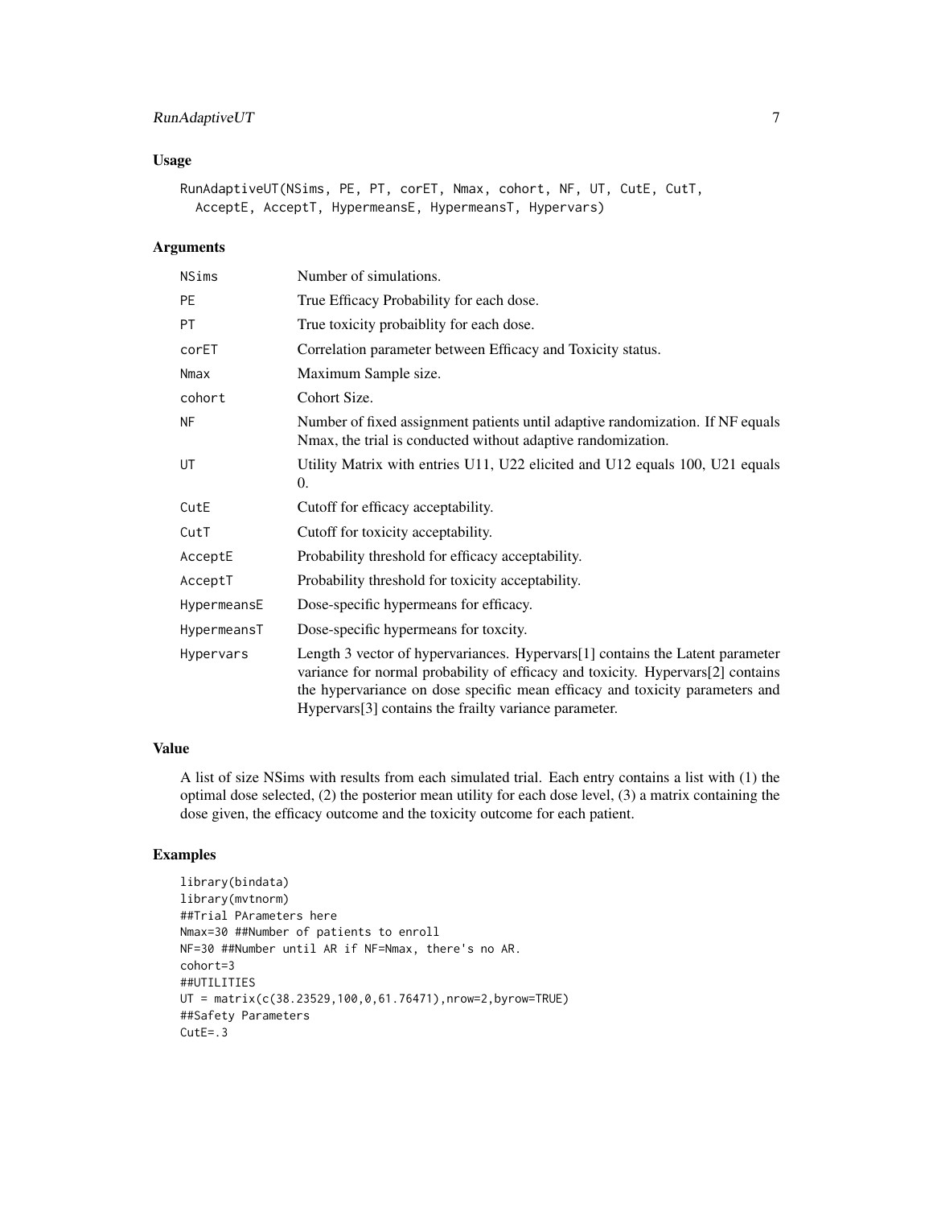## Usage

```
RunAdaptiveUT(NSims, PE, PT, corET, Nmax, cohort, NF, UT, CutE, CutT,
  AcceptE, AcceptT, HypermeansE, HypermeansT, Hypervars)
```

## Arguments

| | |
|---|---|
| NSims | Number of simulations. |
| PE | True Efficacy Probability for each dose. |
| PT | True toxicity probaiblity for each dose. |
| corET | Correlation parameter between Efficacy and Toxicity status. |
| Nmax | Maximum Sample size. |
| cohort | Cohort Size. |
| NF | Number of fixed assignment patients until adaptive randomization. If NF equals Nmax, the trial is conducted without adaptive randomization. |
| UT | Utility Matrix with entries U11, U22 elicited and U12 equals 100, U21 equals 0. |
| CutE | Cutoff for efficacy acceptability. |
| CutT | Cutoff for toxicity acceptability. |
| AcceptE | Probability threshold for efficacy acceptability. |
| AcceptT | Probability threshold for toxicity acceptability. |
| HypermeansE | Dose-specific hypermeans for efficacy. |
| HypermeansT | Dose-specific hypermeans for toxcity. |
| Hypervars | Length 3 vector of hypervariances. Hypervars[1] contains the Latent parameter variance for normal probability of efficacy and toxicity. Hypervars[2] contains the hypervariance on dose specific mean efficacy and toxicity parameters and Hypervars[3] contains the frailty variance parameter. |

## Value

A list of size NSims with results from each simulated trial. Each entry contains a list with (1) the optimal dose selected, (2) the posterior mean utility for each dose level, (3) a matrix containing the dose given, the efficacy outcome and the toxicity outcome for each patient.

## Examples

```
library(bindata)
library(mvtnorm)
##Trial PArameters here
Nmax=30 ##Number of patients to enroll
NF=30 ##Number until AR if NF=Nmax, there's no AR.
cohort=3
##UTILITIES
UT = matrix(c(38.23529,100,0,61.76471),nrow=2,byrow=TRUE)
##Safety Parameters
CutE=.3
```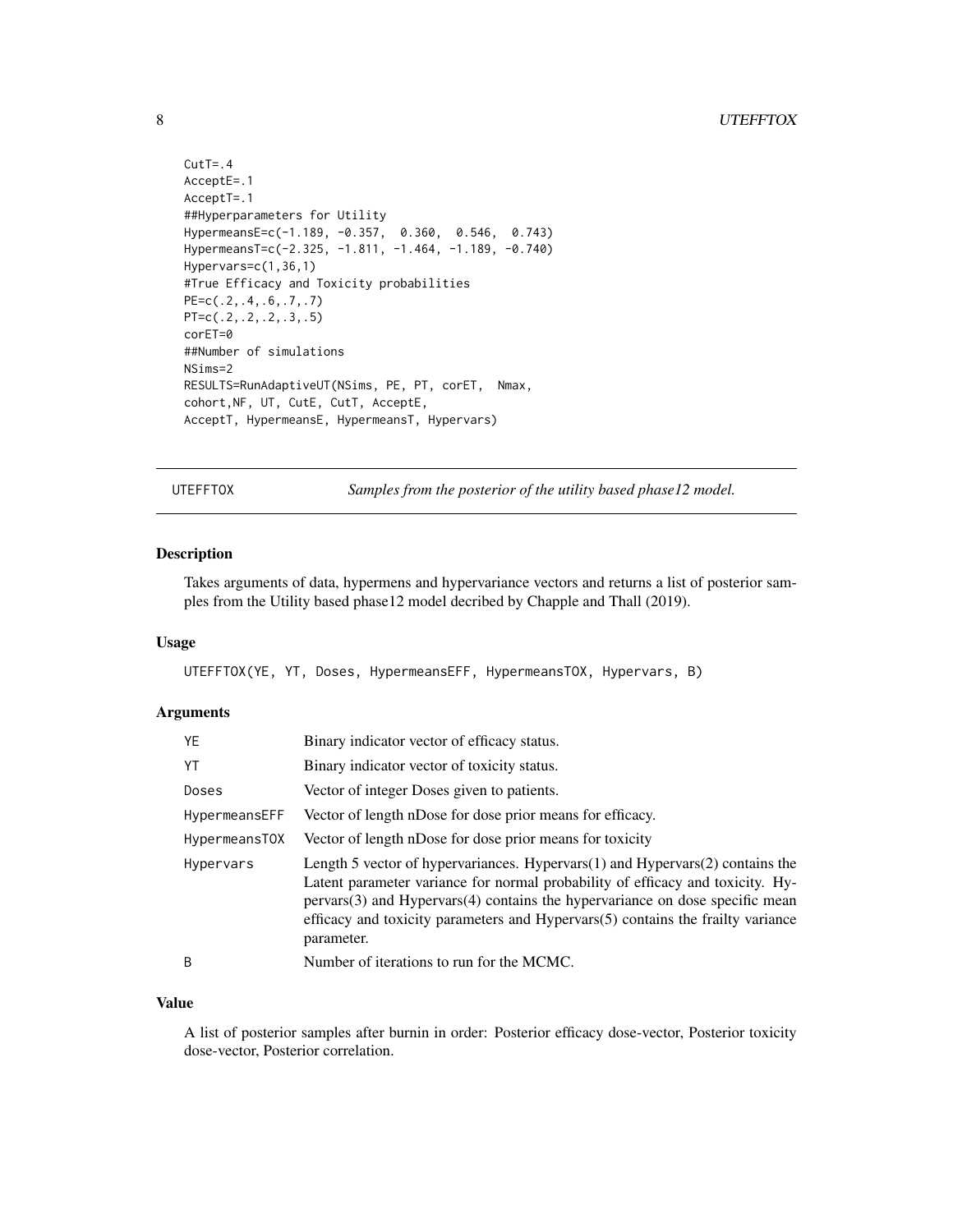```
CutT=.4
AcceptE=.1
AcceptT=.1
##Hyperparameters for Utility
HypermeansE=c(-1.189, -0.357,  0.360,  0.546,  0.743)
HypermeansT=c(-2.325, -1.811, -1.464, -1.189, -0.740)
Hypervars=c(1,36,1)
#True Efficacy and Toxicity probabilities
PE=c(.2,.4,.6,.7,.7)
PT=c(.2,.2,.2,.3,.5)
corET=0
##Number of simulations
NSims=2
RESULTS=RunAdaptiveUT(NSims, PE, PT, corET,  Nmax,
cohort,NF, UT, CutE, CutT, AcceptE,
AcceptT, HypermeansE, HypermeansT, Hypervars)
```

## UTEFFTOX — *Samples from the posterior of the utility based phase12 model.*

### Description

Takes arguments of data, hypermens and hypervariance vectors and returns a list of posterior samples from the Utility based phase12 model decribed by Chapple and Thall (2019).

### Usage

```
UTEFFTOX(YE, YT, Doses, HypermeansEFF, HypermeansTOX, Hypervars, B)
```

### Arguments

| Argument | Description |
|---|---|
| YE | Binary indicator vector of efficacy status. |
| YT | Binary indicator vector of toxicity status. |
| Doses | Vector of integer Doses given to patients. |
| HypermeansEFF | Vector of length nDose for dose prior means for efficacy. |
| HypermeansTOX | Vector of length nDose for dose prior means for toxicity |
| Hypervars | Length 5 vector of hypervariances. Hypervars(1) and Hypervars(2) contains the Latent parameter variance for normal probability of efficacy and toxicity. Hypervars(3) and Hypervars(4) contains the hypervariance on dose specific mean efficacy and toxicity parameters and Hypervars(5) contains the frailty variance parameter. |
| B | Number of iterations to run for the MCMC. |

### Value

A list of posterior samples after burnin in order: Posterior efficacy dose-vector, Posterior toxicity dose-vector, Posterior correlation.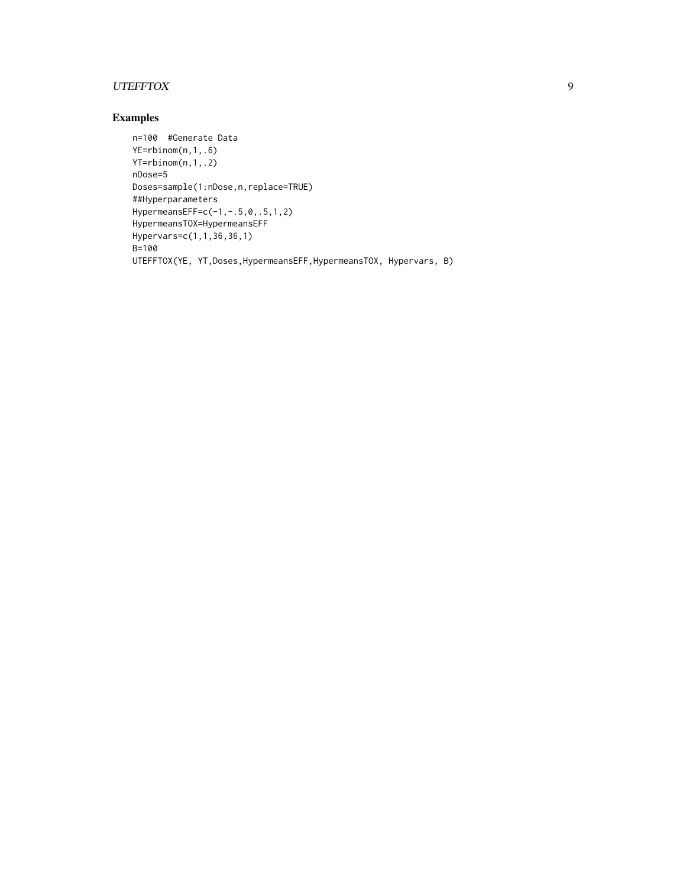## Examples

```
n=100  #Generate Data
YE=rbinom(n,1,.6)
YT=rbinom(n,1,.2)
nDose=5
Doses=sample(1:nDose,n,replace=TRUE)
##Hyperparameters
HypermeansEFF=c(-1,-.5,0,.5,1,2)
HypermeansTOX=HypermeansEFF
Hypervars=c(1,1,36,36,1)
B=100
UTEFFTOX(YE, YT,Doses,HypermeansEFF,HypermeansTOX, Hypervars, B)
```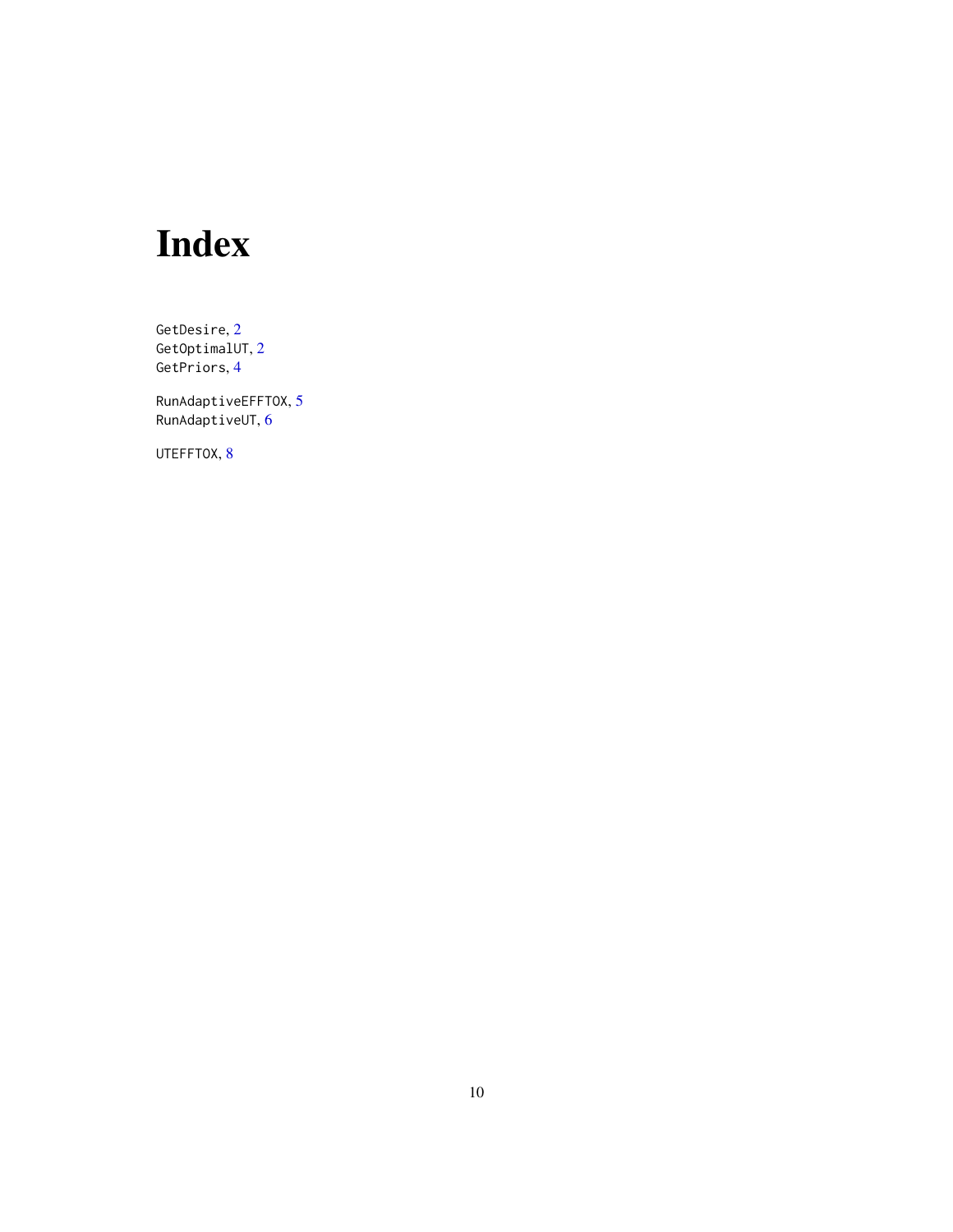# Index

GetDesire, 2
GetOptimalUT, 2
GetPriors, 4

RunAdaptiveEFFTOX, 5
RunAdaptiveUT, 6

UTEFFTOX, 8